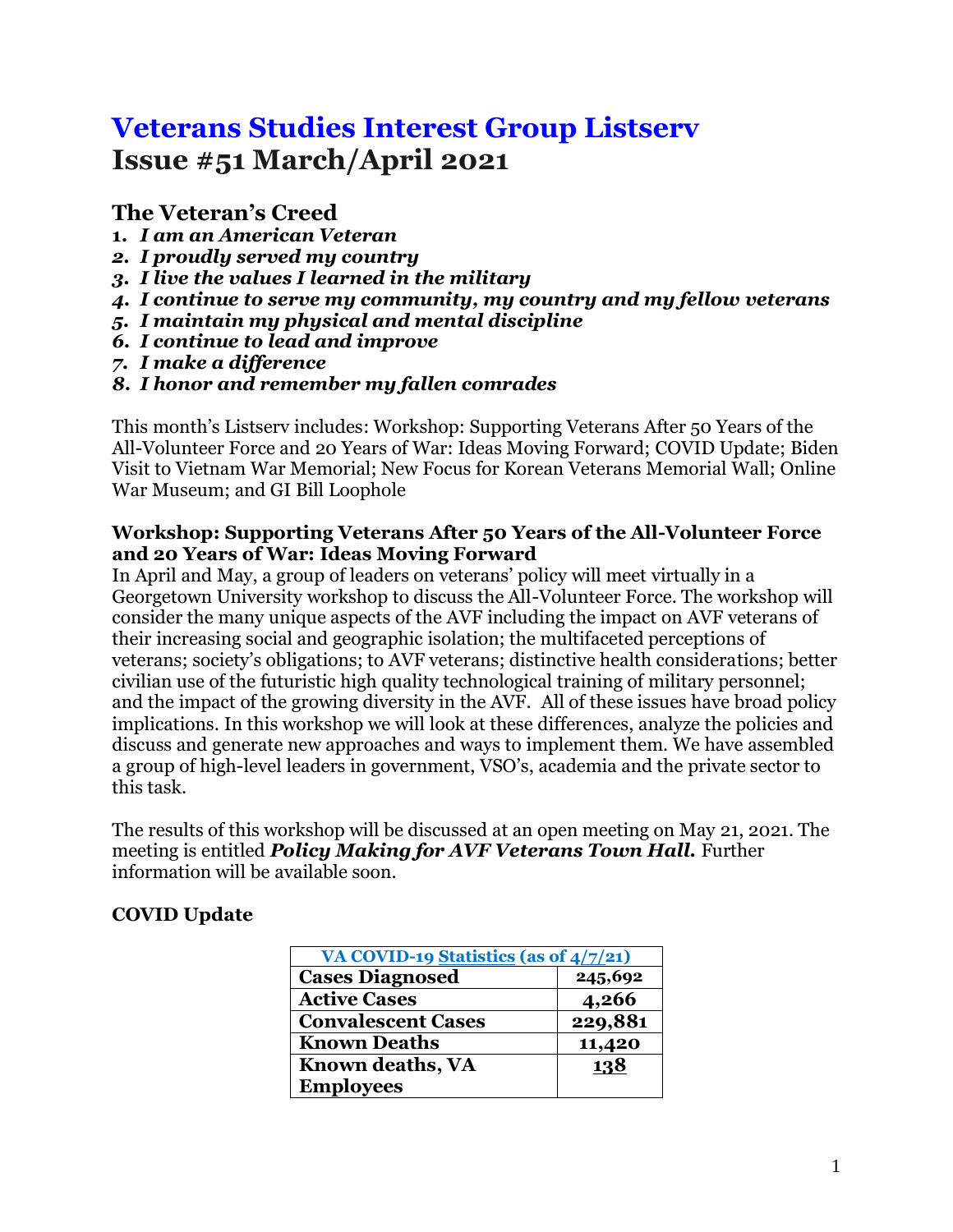# Veterans Studies Interest Group Listserv
# Issue #51 March/April 2021

## The Veteran's Creed

1. ***I am an American Veteran***
2. ***I proudly served my country***
3. ***I live the values I learned in the military***
4. ***I continue to serve my community, my country and my fellow veterans***
5. ***I maintain my physical and mental discipline***
6. ***I continue to lead and improve***
7. ***I make a difference***
8. ***I honor and remember my fallen comrades***

This month's Listserv includes: Workshop: Supporting Veterans After 50 Years of the All-Volunteer Force and 20 Years of War: Ideas Moving Forward; COVID Update; Biden Visit to Vietnam War Memorial; New Focus for Korean Veterans Memorial Wall; Online War Museum; and GI Bill Loophole

**Workshop: Supporting Veterans After 50 Years of the All-Volunteer Force and 20 Years of War: Ideas Moving Forward**

In April and May, a group of leaders on veterans' policy will meet virtually in a Georgetown University workshop to discuss the All-Volunteer Force. The workshop will consider the many unique aspects of the AVF including the impact on AVF veterans of their increasing social and geographic isolation; the multifaceted perceptions of veterans; society's obligations; to AVF veterans; distinctive health considerations; better civilian use of the futuristic high quality technological training of military personnel; and the impact of the growing diversity in the AVF. All of these issues have broad policy implications. In this workshop we will look at these differences, analyze the policies and discuss and generate new approaches and ways to implement them. We have assembled a group of high-level leaders in government, VSO's, academia and the private sector to this task.

The results of this workshop will be discussed at an open meeting on May 21, 2021. The meeting is entitled ***Policy Making for AVF Veterans Town Hall.*** Further information will be available soon.

**COVID Update**

| VA COVID-19 Statistics (as of 4/7/21) | |
|---|---|
| **Cases Diagnosed** | **245,692** |
| **Active Cases** | **4,266** |
| **Convalescent Cases** | **229,881** |
| **Known Deaths** | **11,420** |
| **Known deaths, VA Employees** | **138** |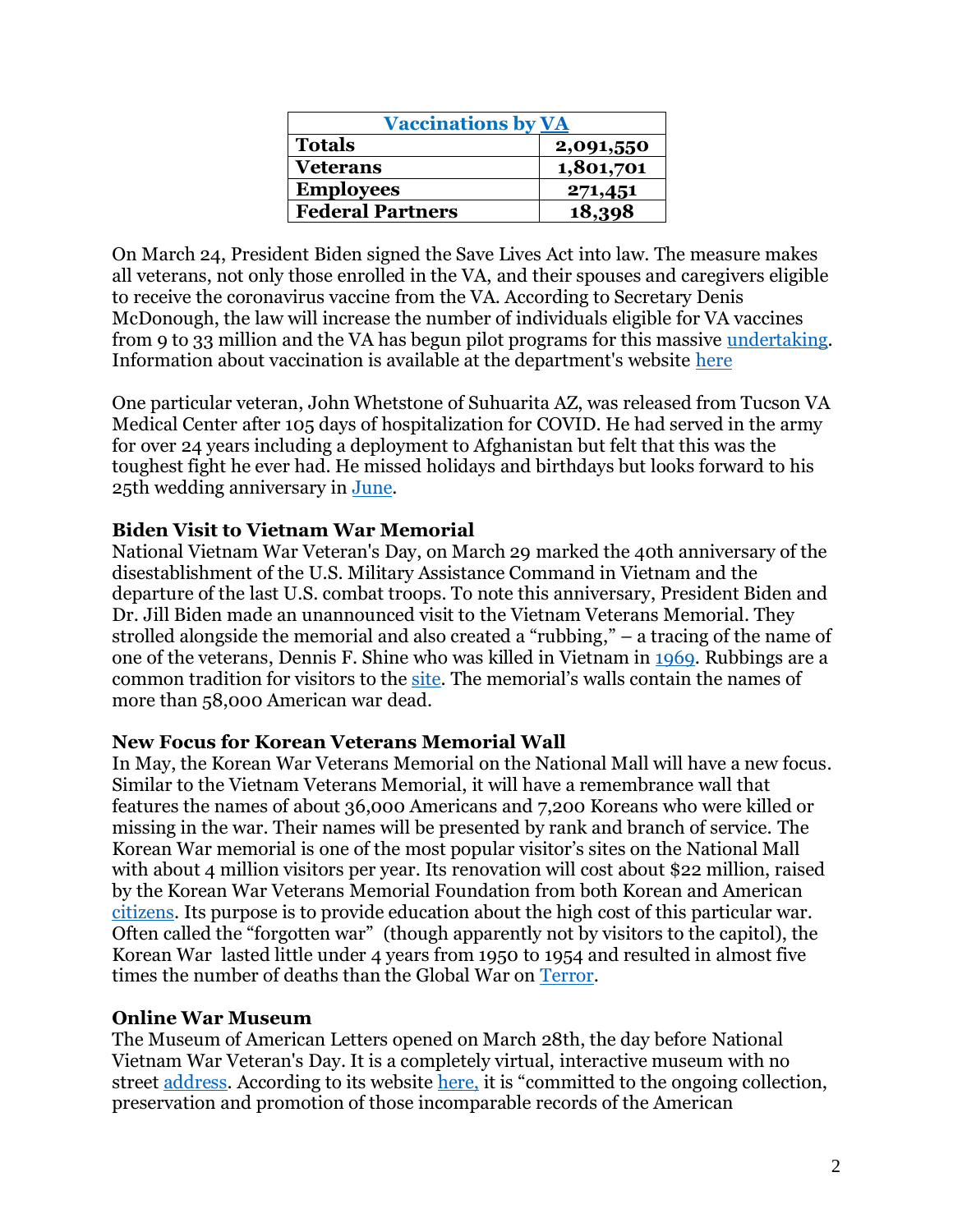| Vaccinations by VA | |
|---|---|
| **Totals** | **2,091,550** |
| **Veterans** | **1,801,701** |
| **Employees** | **271,451** |
| **Federal Partners** | **18,398** |

On March 24, President Biden signed the Save Lives Act into law. The measure makes all veterans, not only those enrolled in the VA, and their spouses and caregivers eligible to receive the coronavirus vaccine from the VA. According to Secretary Denis McDonough, the law will increase the number of individuals eligible for VA vaccines from 9 to 33 million and the VA has begun pilot programs for this massive undertaking. Information about vaccination is available at the department's website here

One particular veteran, John Whetstone of Suhuarita AZ, was released from Tucson VA Medical Center after 105 days of hospitalization for COVID. He had served in the army for over 24 years including a deployment to Afghanistan but felt that this was the toughest fight he ever had. He missed holidays and birthdays but looks forward to his 25th wedding anniversary in June.

**Biden Visit to Vietnam War Memorial**

National Vietnam War Veteran's Day, on March 29 marked the 40th anniversary of the disestablishment of the U.S. Military Assistance Command in Vietnam and the departure of the last U.S. combat troops. To note this anniversary, President Biden and Dr. Jill Biden made an unannounced visit to the Vietnam Veterans Memorial. They strolled alongside the memorial and also created a "rubbing," – a tracing of the name of one of the veterans, Dennis F. Shine who was killed in Vietnam in 1969. Rubbings are a common tradition for visitors to the site. The memorial's walls contain the names of more than 58,000 American war dead.

**New Focus for Korean Veterans Memorial Wall**

In May, the Korean War Veterans Memorial on the National Mall will have a new focus. Similar to the Vietnam Veterans Memorial, it will have a remembrance wall that features the names of about 36,000 Americans and 7,200 Koreans who were killed or missing in the war. Their names will be presented by rank and branch of service. The Korean War memorial is one of the most popular visitor's sites on the National Mall with about 4 million visitors per year. Its renovation will cost about $22 million, raised by the Korean War Veterans Memorial Foundation from both Korean and American citizens. Its purpose is to provide education about the high cost of this particular war. Often called the "forgotten war" (though apparently not by visitors to the capitol), the Korean War lasted little under 4 years from 1950 to 1954 and resulted in almost five times the number of deaths than the Global War on Terror.

**Online War Museum**

The Museum of American Letters opened on March 28th, the day before National Vietnam War Veteran's Day. It is a completely virtual, interactive museum with no street address. According to its website here, it is "committed to the ongoing collection, preservation and promotion of those incomparable records of the American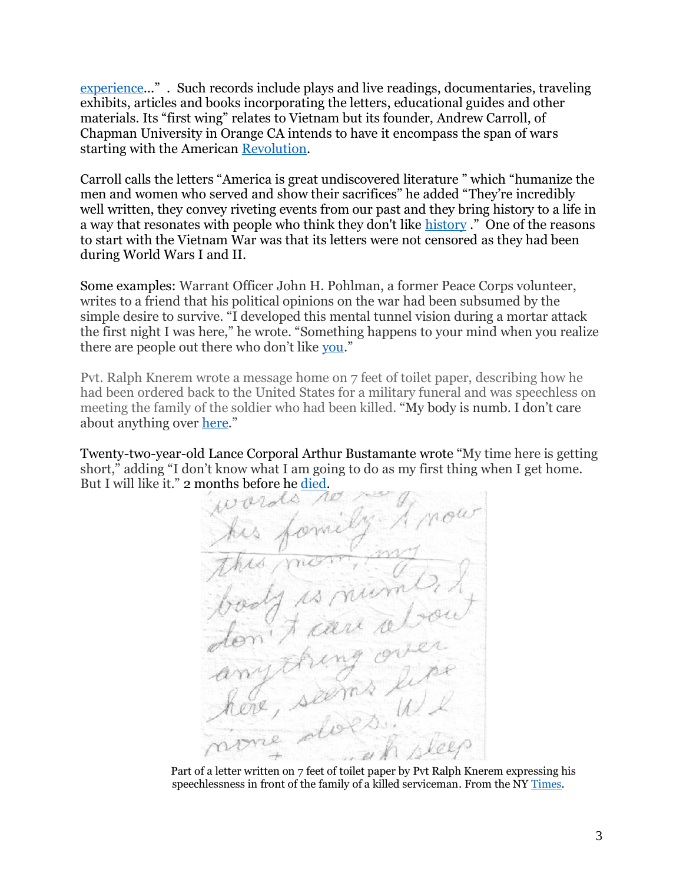[experience](#)…" . Such records include plays and live readings, documentaries, traveling exhibits, articles and books incorporating the letters, educational guides and other materials. Its "first wing" relates to Vietnam but its founder, Andrew Carroll, of Chapman University in Orange CA intends to have it encompass the span of wars starting with the American [Revolution](#).

Carroll calls the letters "America is great undiscovered literature " which "humanize the men and women who served and show their sacrifices" he added "They're incredibly well written, they convey riveting events from our past and they bring history to a life in a way that resonates with people who think they don't like [history](#) ." One of the reasons to start with the Vietnam War was that its letters were not censored as they had been during World Wars I and II.

Some examples: Warrant Officer John H. Pohlman, a former Peace Corps volunteer, writes to a friend that his political opinions on the war had been subsumed by the simple desire to survive. "I developed this mental tunnel vision during a mortar attack the first night I was here," he wrote. "Something happens to your mind when you realize there are people out there who don't like [you](#)."

Pvt. Ralph Knerem wrote a message home on 7 feet of toilet paper, describing how he had been ordered back to the United States for a military funeral and was speechless on meeting the family of the soldier who had been killed. "My body is numb. I don't care about anything over [here](#)."

Twenty-two-year-old Lance Corporal Arthur Bustamante wrote "My time here is getting short," adding "I don't know what I am going to do as my first thing when I get home. But I will like it." 2 months before he [died](#).

Part of a letter written on 7 feet of toilet paper by Pvt Ralph Knerem expressing his speechlessness in front of the family of a killed serviceman. From the NY [Times](#).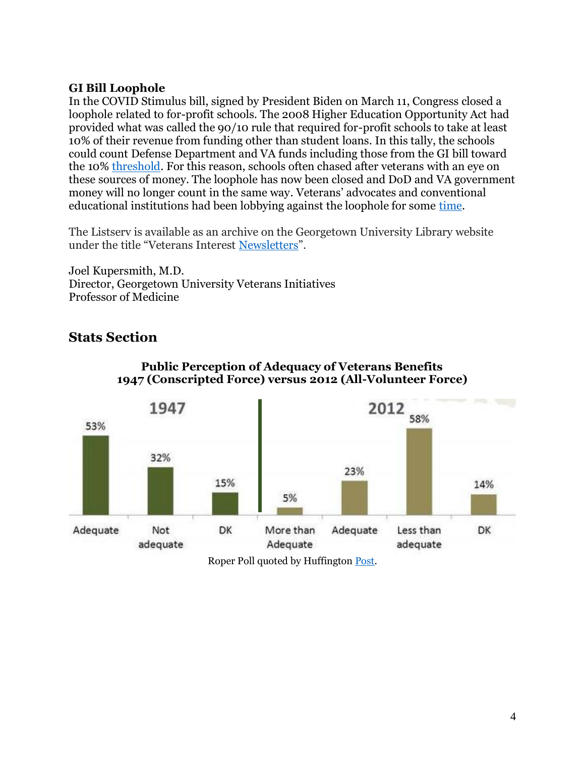**GI Bill Loophole**
In the COVID Stimulus bill, signed by President Biden on March 11, Congress closed a loophole related to for-profit schools. The 2008 Higher Education Opportunity Act had provided what was called the 90/10 rule that required for-profit schools to take at least 10% of their revenue from funding other than student loans. In this tally, the schools could count Defense Department and VA funds including those from the GI bill toward the 10% threshold. For this reason, schools often chased after veterans with an eye on these sources of money. The loophole has now been closed and DoD and VA government money will no longer count in the same way. Veterans' advocates and conventional educational institutions had been lobbying against the loophole for some time.

The Listserv is available as an archive on the Georgetown University Library website under the title "Veterans Interest Newsletters".

Joel Kupersmith, M.D.
Director, Georgetown University Veterans Initiatives
Professor of Medicine

## Stats Section

**Public Perception of Adequacy of Veterans Benefits**
**1947 (Conscripted Force) versus 2012 (All-Volunteer Force)**

1947

53%
Adequate

32%
Not adequate

15%
DK

2012

5%
More than Adequate

23%
Adequate

58%
Less than adequate

14%
DK

Roper Poll quoted by Huffington Post.